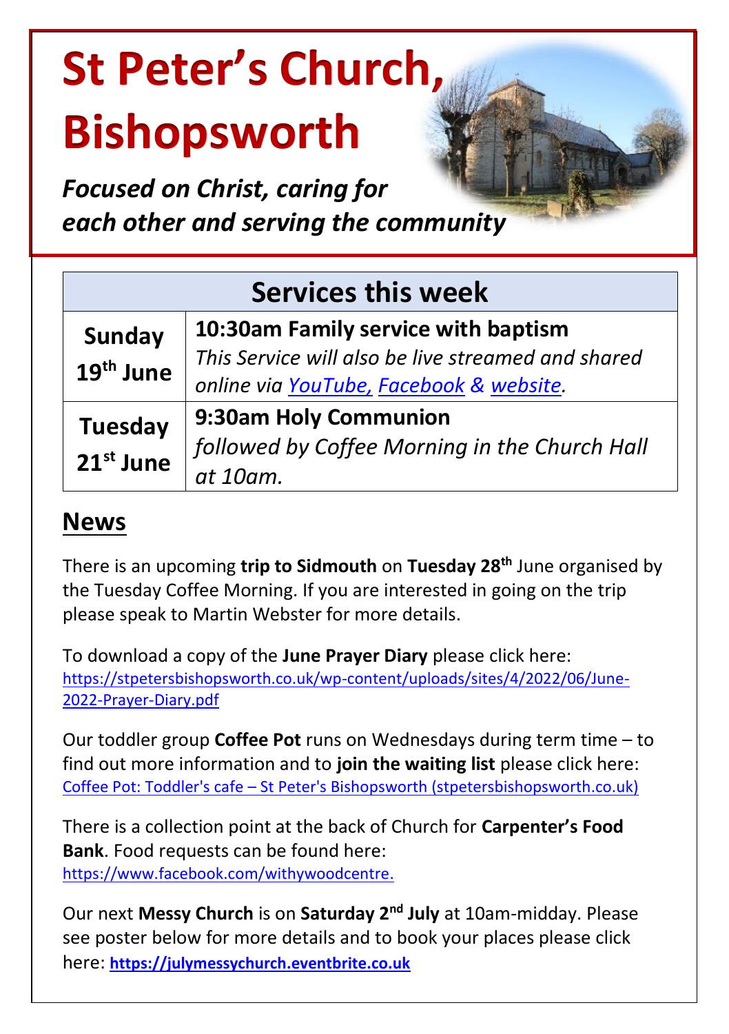# St Peter's Church, Bishopsworth

***Focused on Christ, caring for each other and serving the community***

| Services this week | |
|---|---|
| **Sunday 19th June** | **10:30am Family service with baptism** *This Service will also be live streamed and shared online via YouTube, Facebook & website.* |
| **Tuesday 21st June** | **9:30am Holy Communion** *followed by Coffee Morning in the Church Hall at 10am.* |

## News

There is an upcoming **trip to Sidmouth** on **Tuesday 28th** June organised by the Tuesday Coffee Morning. If you are interested in going on the trip please speak to Martin Webster for more details.

To download a copy of the **June Prayer Diary** please click here: https://stpetersbishopsworth.co.uk/wp-content/uploads/sites/4/2022/06/June-2022-Prayer-Diary.pdf

Our toddler group **Coffee Pot** runs on Wednesdays during term time – to find out more information and to **join the waiting list** please click here: Coffee Pot: Toddler's cafe – St Peter's Bishopsworth (stpetersbishopsworth.co.uk)

There is a collection point at the back of Church for **Carpenter's Food Bank**. Food requests can be found here: https://www.facebook.com/withywoodcentre.

Our next **Messy Church** is on **Saturday 2nd July** at 10am-midday. Please see poster below for more details and to book your places please click here: **https://julymessychurch.eventbrite.co.uk**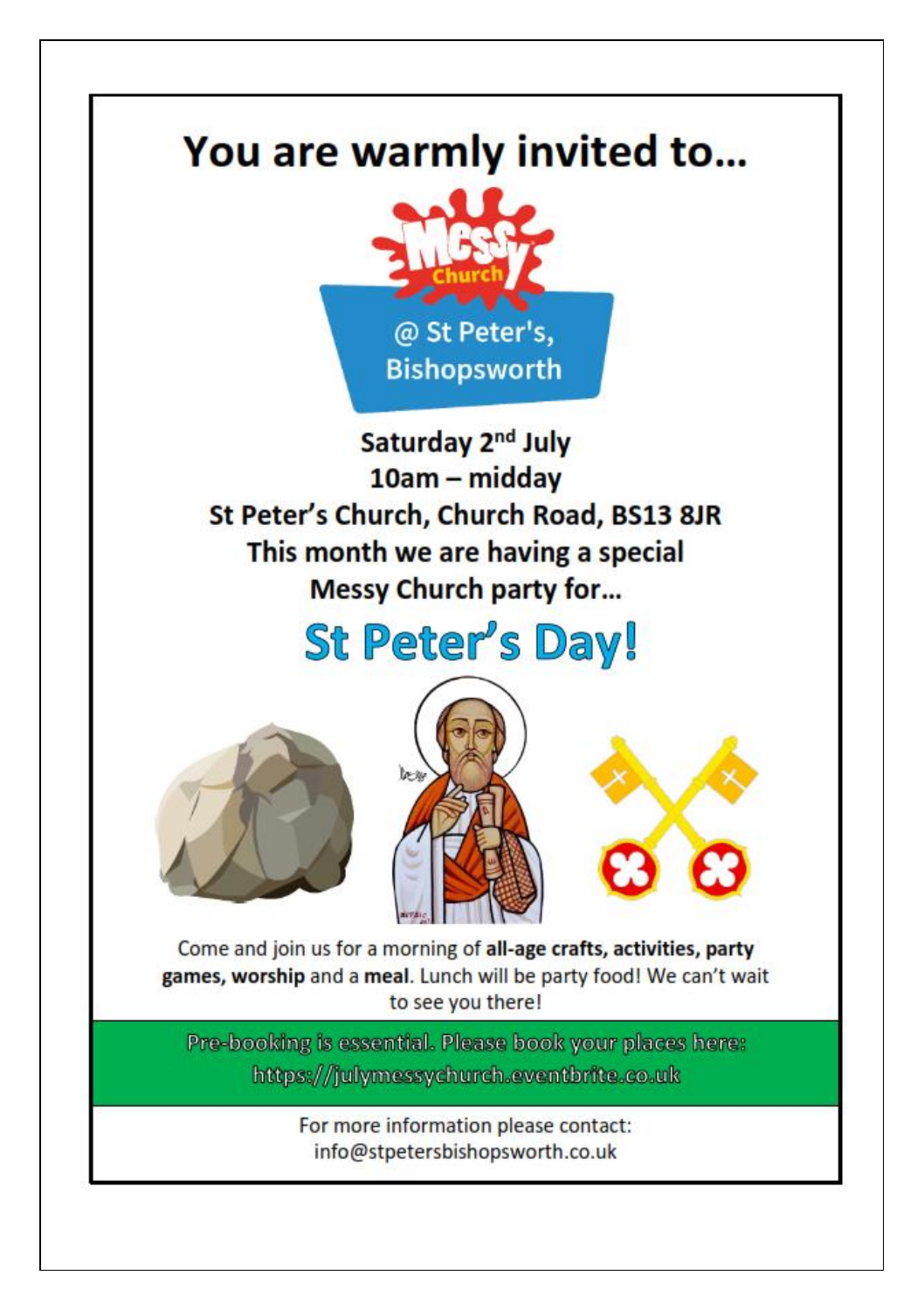# You are warmly invited to…

**Messy Church**

**@ St Peter's, Bishopsworth**

**Saturday 2nd July**

**10am – midday**

**St Peter's Church, Church Road, BS13 8JR**

**This month we are having a special Messy Church party for…**

# St Peter's Day!

Come and join us for a morning of **all-age crafts, activities, party games, worship** and a **meal**. Lunch will be party food! We can't wait to see you there!

Pre-booking is essential. Please book your places here: https://julymessychurch.eventbrite.co.uk

For more information please contact: info@stpetersbishopsworth.co.uk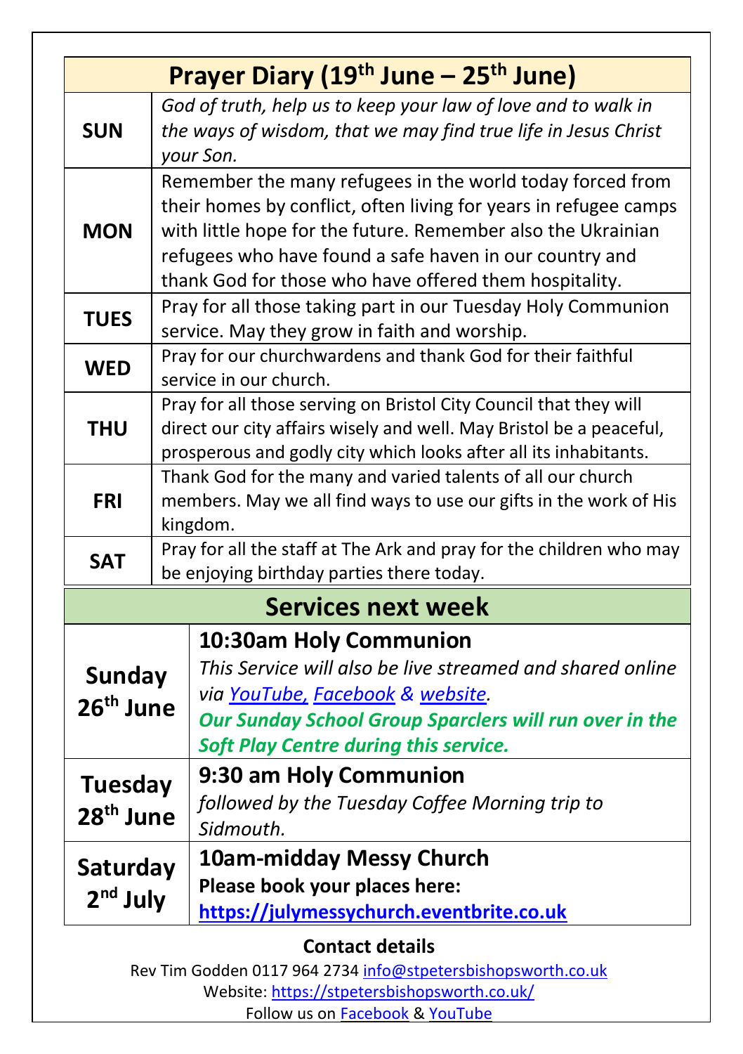## Prayer Diary (19th June – 25th June)

| | |
|---|---|
| **SUN** | *God of truth, help us to keep your law of love and to walk in the ways of wisdom, that we may find true life in Jesus Christ your Son.* |
| **MON** | Remember the many refugees in the world today forced from their homes by conflict, often living for years in refugee camps with little hope for the future. Remember also the Ukrainian refugees who have found a safe haven in our country and thank God for those who have offered them hospitality. |
| **TUES** | Pray for all those taking part in our Tuesday Holy Communion service. May they grow in faith and worship. |
| **WED** | Pray for our churchwardens and thank God for their faithful service in our church. |
| **THU** | Pray for all those serving on Bristol City Council that they will direct our city affairs wisely and well. May Bristol be a peaceful, prosperous and godly city which looks after all its inhabitants. |
| **FRI** | Thank God for the many and varied talents of all our church members. May we all find ways to use our gifts in the work of His kingdom. |
| **SAT** | Pray for all the staff at The Ark and pray for the children who may be enjoying birthday parties there today. |

## Services next week

| | |
|---|---|
| **Sunday 26th June** | **10:30am Holy Communion**<br>*This Service will also be live streamed and shared online via YouTube, Facebook & website.*<br>***Our Sunday School Group Sparclers will run over in the Soft Play Centre during this service.*** |
| **Tuesday 28th June** | **9:30 am Holy Communion**<br>*followed by the Tuesday Coffee Morning trip to Sidmouth.* |
| **Saturday 2nd July** | **10am-midday Messy Church**<br>**Please book your places here:**<br>**https://julymessychurch.eventbrite.co.uk** |

**Contact details**

Rev Tim Godden 0117 964 2734 info@stpetersbishopsworth.co.uk

Website: https://stpetersbishopsworth.co.uk/

Follow us on Facebook & YouTube